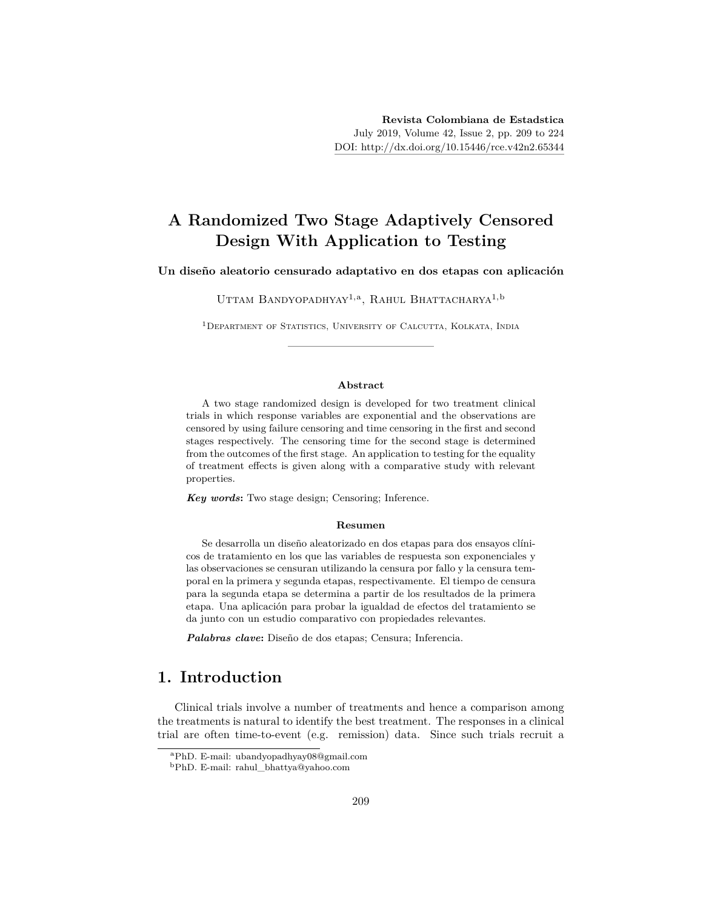Revista Colombiana de Estadstica
July 2019, Volume 42, Issue 2, pp. 209 to 224
DOI: http://dx.doi.org/10.15446/rce.v42n2.65344

# A Randomized Two Stage Adaptively Censored Design With Application to Testing

**Un diseño aleatorio censurado adaptativo en dos etapas con aplicación**

Uttam Bandyopadhyay[1,a], Rahul Bhattacharya[1,b]

[1]Department of Statistics, University of Calcutta, Kolkata, India

### Abstract

A two stage randomized design is developed for two treatment clinical trials in which response variables are exponential and the observations are censored by using failure censoring and time censoring in the first and second stages respectively. The censoring time for the second stage is determined from the outcomes of the first stage. An application to testing for the equality of treatment effects is given along with a comparative study with relevant properties.

***Key words*:** Two stage design; Censoring; Inference.

### Resumen

Se desarrolla un diseño aleatorizado en dos etapas para dos ensayos clínicos de tratamiento en los que las variables de respuesta son exponenciales y las observaciones se censuran utilizando la censura por fallo y la censura temporal en la primera y segunda etapas, respectivamente. El tiempo de censura para la segunda etapa se determina a partir de los resultados de la primera etapa. Una aplicación para probar la igualdad de efectos del tratamiento se da junto con un estudio comparativo con propiedades relevantes.

***Palabras clave*:** Diseño de dos etapas; Censura; Inferencia.

## 1. Introduction

Clinical trials involve a number of treatments and hence a comparison among the treatments is natural to identify the best treatment. The responses in a clinical trial are often time-to-event (e.g. remission) data. Since such trials recruit a

[a]PhD. E-mail: ubandyopadhyay08@gmail.com
[b]PhD. E-mail: rahul_bhattya@yahoo.com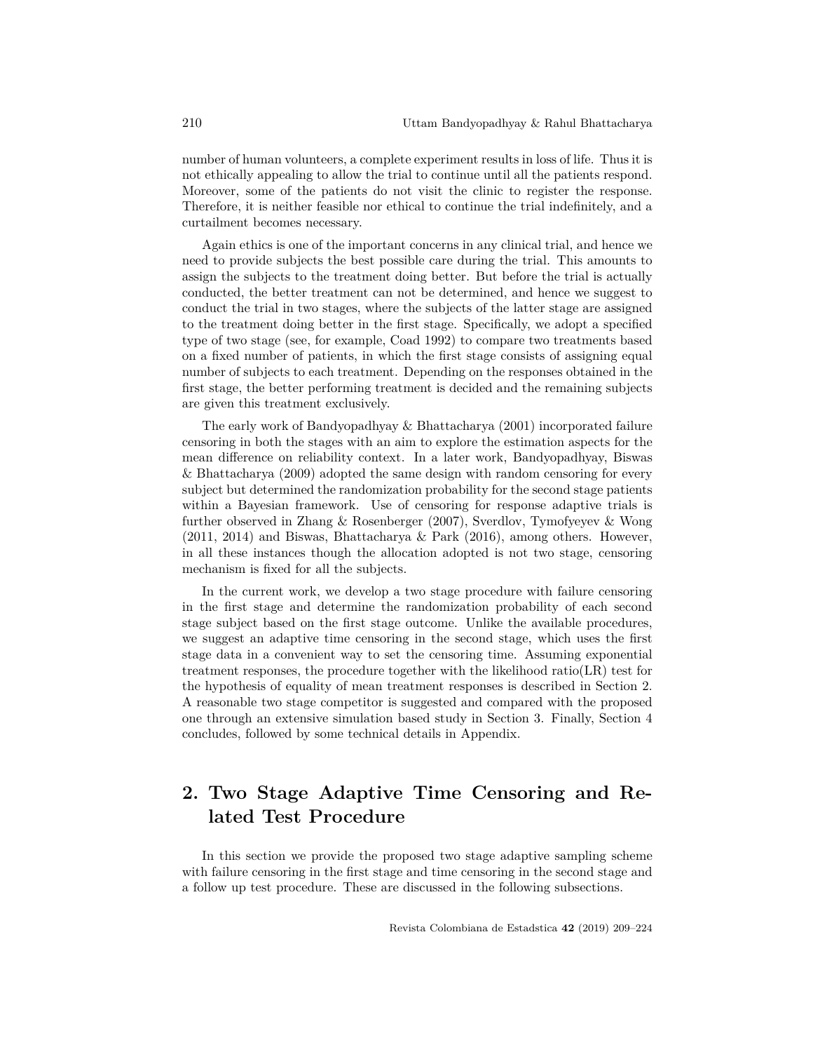number of human volunteers, a complete experiment results in loss of life. Thus it is not ethically appealing to allow the trial to continue until all the patients respond. Moreover, some of the patients do not visit the clinic to register the response. Therefore, it is neither feasible nor ethical to continue the trial indefinitely, and a curtailment becomes necessary.

Again ethics is one of the important concerns in any clinical trial, and hence we need to provide subjects the best possible care during the trial. This amounts to assign the subjects to the treatment doing better. But before the trial is actually conducted, the better treatment can not be determined, and hence we suggest to conduct the trial in two stages, where the subjects of the latter stage are assigned to the treatment doing better in the first stage. Specifically, we adopt a specified type of two stage (see, for example, Coad 1992) to compare two treatments based on a fixed number of patients, in which the first stage consists of assigning equal number of subjects to each treatment. Depending on the responses obtained in the first stage, the better performing treatment is decided and the remaining subjects are given this treatment exclusively.

The early work of Bandyopadhyay & Bhattacharya (2001) incorporated failure censoring in both the stages with an aim to explore the estimation aspects for the mean difference on reliability context. In a later work, Bandyopadhyay, Biswas & Bhattacharya (2009) adopted the same design with random censoring for every subject but determined the randomization probability for the second stage patients within a Bayesian framework. Use of censoring for response adaptive trials is further observed in Zhang & Rosenberger (2007), Sverdlov, Tymofyeyev & Wong (2011, 2014) and Biswas, Bhattacharya & Park (2016), among others. However, in all these instances though the allocation adopted is not two stage, censoring mechanism is fixed for all the subjects.

In the current work, we develop a two stage procedure with failure censoring in the first stage and determine the randomization probability of each second stage subject based on the first stage outcome. Unlike the available procedures, we suggest an adaptive time censoring in the second stage, which uses the first stage data in a convenient way to set the censoring time. Assuming exponential treatment responses, the procedure together with the likelihood ratio(LR) test for the hypothesis of equality of mean treatment responses is described in Section 2. A reasonable two stage competitor is suggested and compared with the proposed one through an extensive simulation based study in Section 3. Finally, Section 4 concludes, followed by some technical details in Appendix.

## 2. Two Stage Adaptive Time Censoring and Related Test Procedure

In this section we provide the proposed two stage adaptive sampling scheme with failure censoring in the first stage and time censoring in the second stage and a follow up test procedure. These are discussed in the following subsections.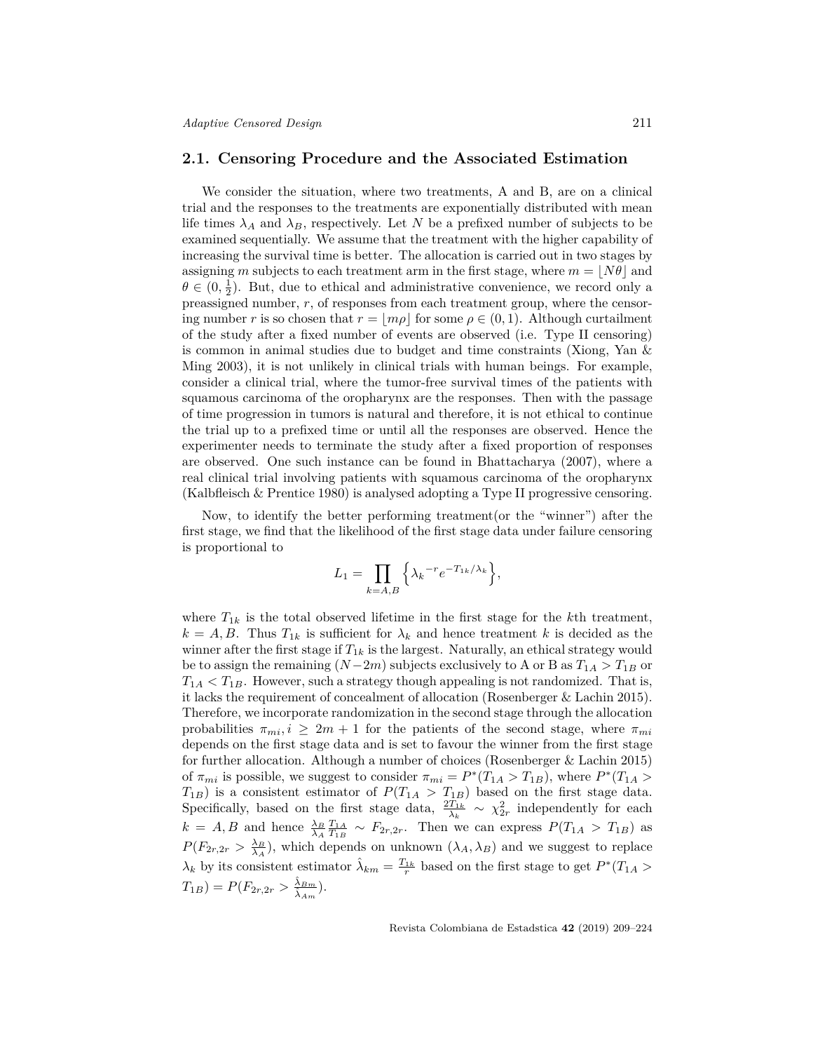## 2.1. Censoring Procedure and the Associated Estimation

We consider the situation, where two treatments, A and B, are on a clinical trial and the responses to the treatments are exponentially distributed with mean life times $\lambda_A$ and $\lambda_B$, respectively. Let $N$ be a prefixed number of subjects to be examined sequentially. We assume that the treatment with the higher capability of increasing the survival time is better. The allocation is carried out in two stages by assigning $m$ subjects to each treatment arm in the first stage, where $m = \lfloor N\theta \rfloor$ and $\theta \in (0, \frac{1}{2})$. But, due to ethical and administrative convenience, we record only a preassigned number, $r$, of responses from each treatment group, where the censoring number $r$ is so chosen that $r = \lfloor m\rho \rfloor$ for some $\rho \in (0, 1)$. Although curtailment of the study after a fixed number of events are observed (i.e. Type II censoring) is common in animal studies due to budget and time constraints (Xiong, Yan & Ming 2003), it is not unlikely in clinical trials with human beings. For example, consider a clinical trial, where the tumor-free survival times of the patients with squamous carcinoma of the oropharynx are the responses. Then with the passage of time progression in tumors is natural and therefore, it is not ethical to continue the trial up to a prefixed time or until all the responses are observed. Hence the experimenter needs to terminate the study after a fixed proportion of responses are observed. One such instance can be found in Bhattacharya (2007), where a real clinical trial involving patients with squamous carcinoma of the oropharynx (Kalbfleisch & Prentice 1980) is analysed adopting a Type II progressive censoring.

Now, to identify the better performing treatment(or the "winner") after the first stage, we find that the likelihood of the first stage data under failure censoring is proportional to

$$L_1 = \prod_{k=A,B} \left\{ {\lambda_k}^{-r} e^{-T_{1k}/\lambda_k} \right\},$$

where $T_{1k}$ is the total observed lifetime in the first stage for the $k$th treatment, $k = A, B$. Thus $T_{1k}$ is sufficient for $\lambda_k$ and hence treatment $k$ is decided as the winner after the first stage if $T_{1k}$ is the largest. Naturally, an ethical strategy would be to assign the remaining $(N-2m)$ subjects exclusively to A or B as $T_{1A} > T_{1B}$ or $T_{1A} < T_{1B}$. However, such a strategy though appealing is not randomized. That is, it lacks the requirement of concealment of allocation (Rosenberger & Lachin 2015). Therefore, we incorporate randomization in the second stage through the allocation probabilities $\pi_{mi}, i \geq 2m+1$ for the patients of the second stage, where $\pi_{mi}$ depends on the first stage data and is set to favour the winner from the first stage for further allocation. Although a number of choices (Rosenberger & Lachin 2015) of $\pi_{mi}$ is possible, we suggest to consider $\pi_{mi} = P^*(T_{1A} > T_{1B})$, where $P^*(T_{1A} > T_{1B})$ is a consistent estimator of $P(T_{1A} > T_{1B})$ based on the first stage data. Specifically, based on the first stage data, $\frac{2T_{1k}}{\lambda_k} \sim \chi^2_{2r}$ independently for each $k = A, B$ and hence $\frac{\lambda_B}{\lambda_A}\frac{T_{1A}}{T_{1B}} \sim F_{2r,2r}$. Then we can express $P(T_{1A} > T_{1B})$ as $P(F_{2r,2r} > \frac{\lambda_B}{\lambda_A})$, which depends on unknown $(\lambda_A, \lambda_B)$ and we suggest to replace $\lambda_k$ by its consistent estimator $\hat{\lambda}_{km} = \frac{T_{1k}}{r}$ based on the first stage to get $P^*(T_{1A} > T_{1B}) = P(F_{2r,2r} > \frac{\hat{\lambda}_{Bm}}{\hat{\lambda}_{Am}})$.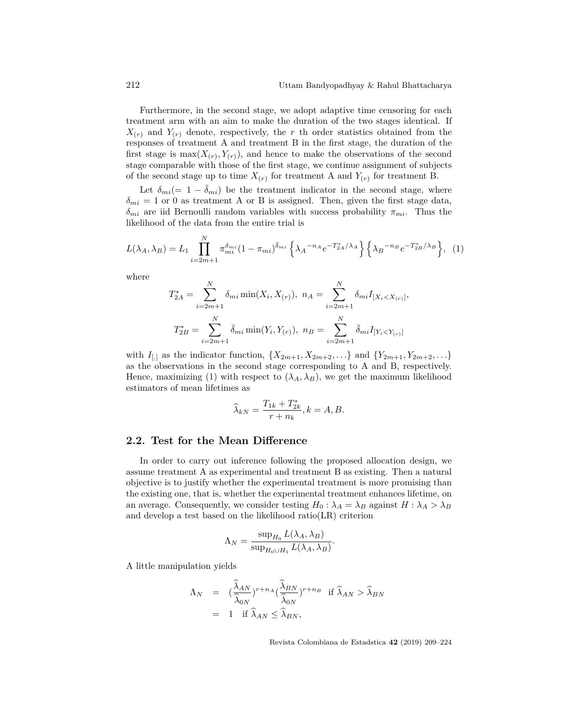Furthermore, in the second stage, we adopt adaptive time censoring for each treatment arm with an aim to make the duration of the two stages identical. If $X_{(r)}$ and $Y_{(r)}$ denote, respectively, the $r$ th order statistics obtained from the responses of treatment A and treatment B in the first stage, the duration of the first stage is $\max(X_{(r)}, Y_{(r)})$, and hence to make the observations of the second stage comparable with those of the first stage, we continue assignment of subjects of the second stage up to time $X_{(r)}$ for treatment A and $Y_{(r)}$ for treatment B.

Let $\delta_{mi}(= 1 - \bar{\delta}_{mi})$ be the treatment indicator in the second stage, where $\delta_{mi} = 1$ or 0 as treatment A or B is assigned. Then, given the first stage data, $\delta_{mi}$ are iid Bernoulli random variables with success probability $\pi_{mi}$. Thus the likelihood of the data from the entire trial is

$$L(\lambda_A, \lambda_B) = L_1 \prod_{i=2m+1}^{N} \pi_{mi}^{\delta_{mi}} (1 - \pi_{mi})^{\bar{\delta}_{mi}} \left\{ {\lambda_A}^{-n_A} e^{-T_{2A}^{*}/\lambda_A} \right\} \left\{ {\lambda_B}^{-n_B} e^{-T_{2B}^{*}/\lambda_B} \right\}, \quad (1)$$

where

$$T_{2A}^{*} = \sum_{i=2m+1}^{N} \delta_{mi} \min(X_i, X_{(r)}), \;\; n_A = \sum_{i=2m+1}^{N} \delta_{mi} I_{[X_i < X_{(r)}]},$$

$$T_{2B}^{*} = \sum_{i=2m+1}^{N} \bar{\delta}_{mi} \min(Y_i, Y_{(r)}), \;\; n_B = \sum_{i=2m+1}^{N} \bar{\delta}_{mi} I_{[Y_i < Y_{(r)}]}$$

with $I_{[.]}$ as the indicator function, $\{X_{2m+1}, X_{2m+2}, \ldots\}$ and $\{Y_{2m+1}, Y_{2m+2}, \ldots\}$ as the observations in the second stage corresponding to A and B, respectively. Hence, maximizing (1) with respect to $(\lambda_A, \lambda_B)$, we get the maximum likelihood estimators of mean lifetimes as

$$\widehat{\lambda}_{kN} = \frac{T_{1k} + T_{2k}^{*}}{r + n_k}, k = A, B.$$

## 2.2. Test for the Mean Difference

In order to carry out inference following the proposed allocation design, we assume treatment A as experimental and treatment B as existing. Then a natural objective is to justify whether the experimental treatment is more promising than the existing one, that is, whether the experimental treatment enhances lifetime, on an average. Consequently, we consider testing $H_0 : \lambda_A = \lambda_B$ against $H : \lambda_A > \lambda_B$ and develop a test based on the likelihood ratio(LR) criterion

$$\Lambda_N = \frac{\sup_{H_0} L(\lambda_A, \lambda_B)}{\sup_{H_0 \cup H_1} L(\lambda_A, \lambda_B)}.$$

A little manipulation yields

$$\begin{aligned} \Lambda_N &= (\frac{\widehat{\lambda}_{AN}}{\widehat{\lambda}_{0N}})^{r+n_A} (\frac{\widehat{\lambda}_{BN}}{\widehat{\lambda}_{0N}})^{r+n_B} \quad \text{if } \widehat{\lambda}_{AN} > \widehat{\lambda}_{BN} \\ &= 1 \quad \text{if } \widehat{\lambda}_{AN} \leq \widehat{\lambda}_{BN}, \end{aligned}$$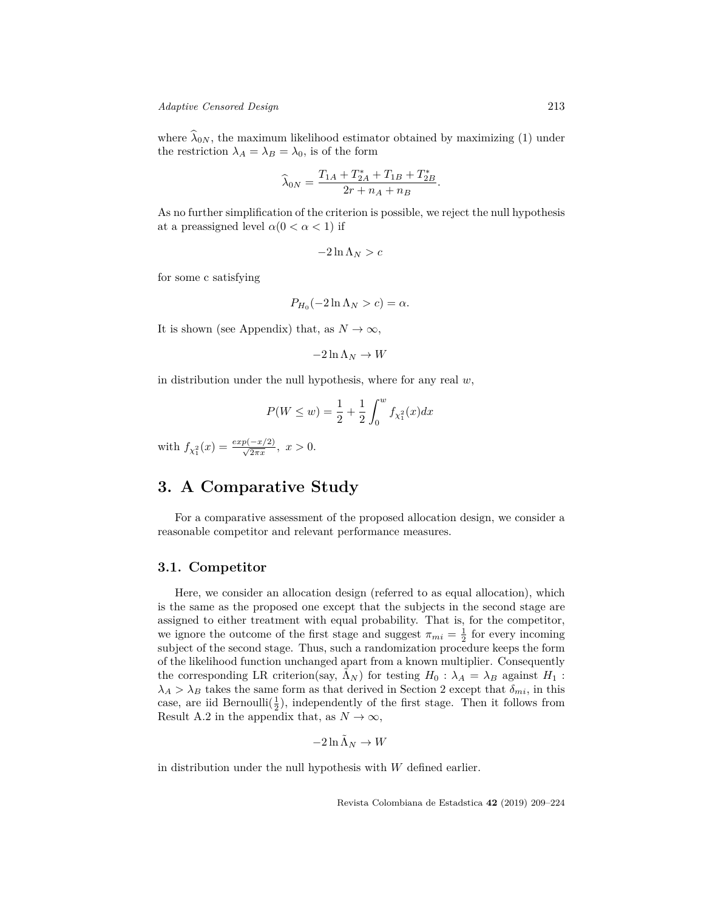where $\widehat{\lambda}_{0N}$, the maximum likelihood estimator obtained by maximizing (1) under the restriction $\lambda_A = \lambda_B = \lambda_0$, is of the form

$$\widehat{\lambda}_{0N} = \frac{T_{1A} + T_{2A}^{*} + T_{1B} + T_{2B}^{*}}{2r + n_A + n_B}.$$

As no further simplification of the criterion is possible, we reject the null hypothesis at a preassigned level $\alpha (0 < \alpha < 1)$ if

$$-2 \ln \Lambda_N > c$$

for some c satisfying

$$P_{H_0}(-2 \ln \Lambda_N > c) = \alpha.$$

It is shown (see Appendix) that, as $N \to \infty$,

$$-2 \ln \Lambda_N \to W$$

in distribution under the null hypothesis, where for any real $w$,

$$P(W \leq w) = \frac{1}{2} + \frac{1}{2} \int_0^w f_{\chi_1^2}(x) dx$$

with $f_{\chi_1^2}(x) = \frac{exp(-x/2)}{\sqrt{2\pi x}},\ x > 0.$

## 3. A Comparative Study

For a comparative assessment of the proposed allocation design, we consider a reasonable competitor and relevant performance measures.

### 3.1. Competitor

Here, we consider an allocation design (referred to as equal allocation), which is the same as the proposed one except that the subjects in the second stage are assigned to either treatment with equal probability. That is, for the competitor, we ignore the outcome of the first stage and suggest $\pi_{mi} = \frac{1}{2}$ for every incoming subject of the second stage. Thus, such a randomization procedure keeps the form of the likelihood function unchanged apart from a known multiplier. Consequently the corresponding LR criterion(say, $\tilde{\Lambda}_N$) for testing $H_0 : \lambda_A = \lambda_B$ against $H_1 : \lambda_A > \lambda_B$ takes the same form as that derived in Section 2 except that $\delta_{mi}$, in this case, are iid Bernoulli($\frac{1}{2}$), independently of the first stage. Then it follows from Result A.2 in the appendix that, as $N \to \infty$,

$$-2 \ln \tilde{\Lambda}_N \to W$$

in distribution under the null hypothesis with $W$ defined earlier.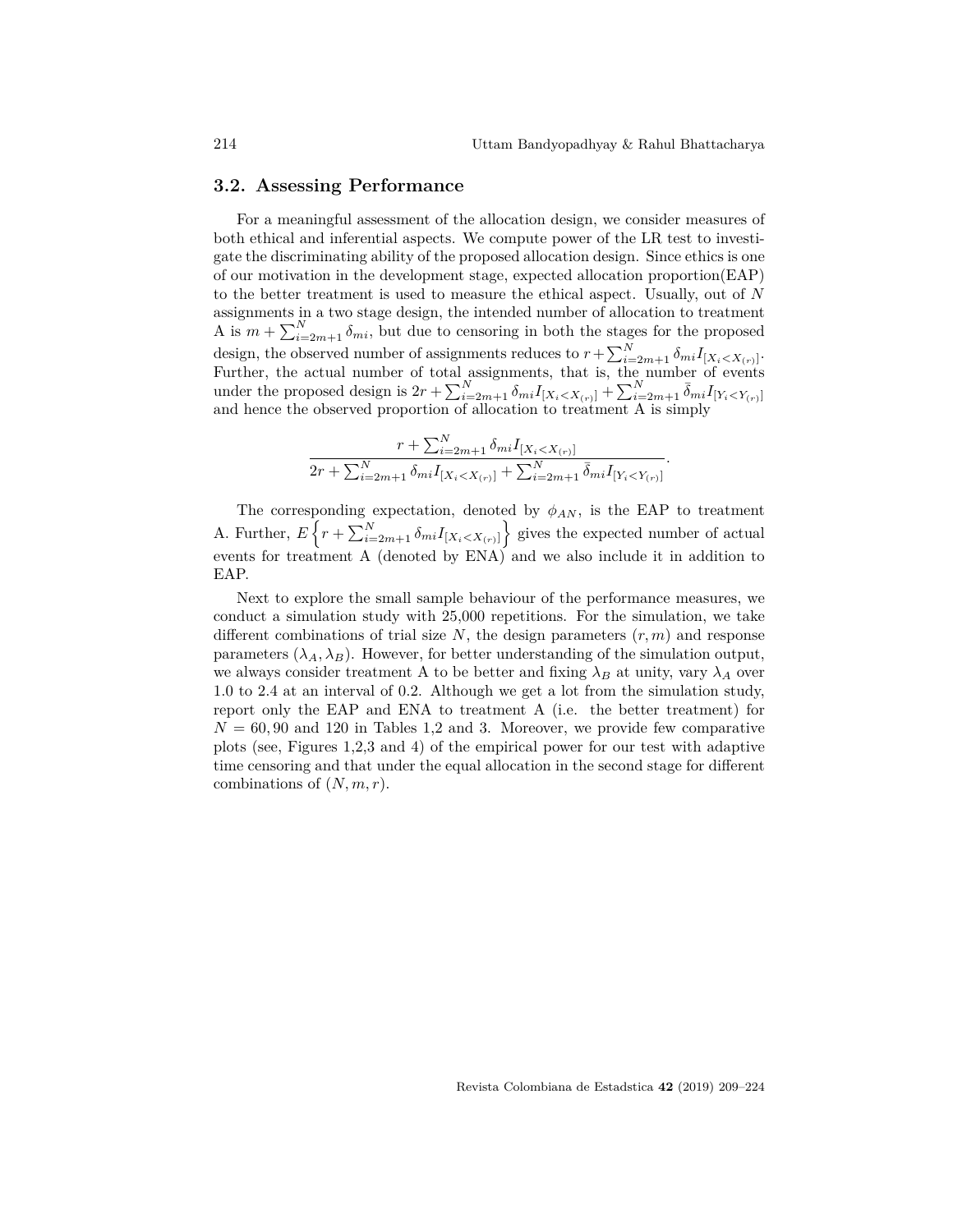## 3.2. Assessing Performance

For a meaningful assessment of the allocation design, we consider measures of both ethical and inferential aspects. We compute power of the LR test to investigate the discriminating ability of the proposed allocation design. Since ethics is one of our motivation in the development stage, expected allocation proportion(EAP) to the better treatment is used to measure the ethical aspect. Usually, out of $N$ assignments in a two stage design, the intended number of allocation to treatment A is $m + \sum_{i=2m+1}^{N} \delta_{mi}$, but due to censoring in both the stages for the proposed design, the observed number of assignments reduces to $r + \sum_{i=2m+1}^{N} \delta_{mi} I_{[X_i < X_{(r)}]}$. Further, the actual number of total assignments, that is, the number of events under the proposed design is $2r + \sum_{i=2m+1}^{N} \delta_{mi} I_{[X_i < X_{(r)}]} + \sum_{i=2m+1}^{N} \bar{\delta}_{mi} I_{[Y_i < Y_{(r)}]}$ and hence the observed proportion of allocation to treatment A is simply

$$\frac{r + \sum_{i=2m+1}^{N} \delta_{mi} I_{[X_i < X_{(r)}]}}{2r + \sum_{i=2m+1}^{N} \delta_{mi} I_{[X_i < X_{(r)}]} + \sum_{i=2m+1}^{N} \bar{\delta}_{mi} I_{[Y_i < Y_{(r)}]}}.$$

The corresponding expectation, denoted by $\phi_{AN}$, is the EAP to treatment A. Further, $E\left\{r + \sum_{i=2m+1}^{N} \delta_{mi} I_{[X_i < X_{(r)}]}\right\}$ gives the expected number of actual events for treatment A (denoted by ENA) and we also include it in addition to EAP.

Next to explore the small sample behaviour of the performance measures, we conduct a simulation study with 25,000 repetitions. For the simulation, we take different combinations of trial size $N$, the design parameters $(r, m)$ and response parameters $(\lambda_A, \lambda_B)$. However, for better understanding of the simulation output, we always consider treatment A to be better and fixing $\lambda_B$ at unity, vary $\lambda_A$ over 1.0 to 2.4 at an interval of 0.2. Although we get a lot from the simulation study, report only the EAP and ENA to treatment A (i.e. the better treatment) for $N = 60, 90$ and 120 in Tables 1,2 and 3. Moreover, we provide few comparative plots (see, Figures 1,2,3 and 4) of the empirical power for our test with adaptive time censoring and that under the equal allocation in the second stage for different combinations of $(N, m, r)$.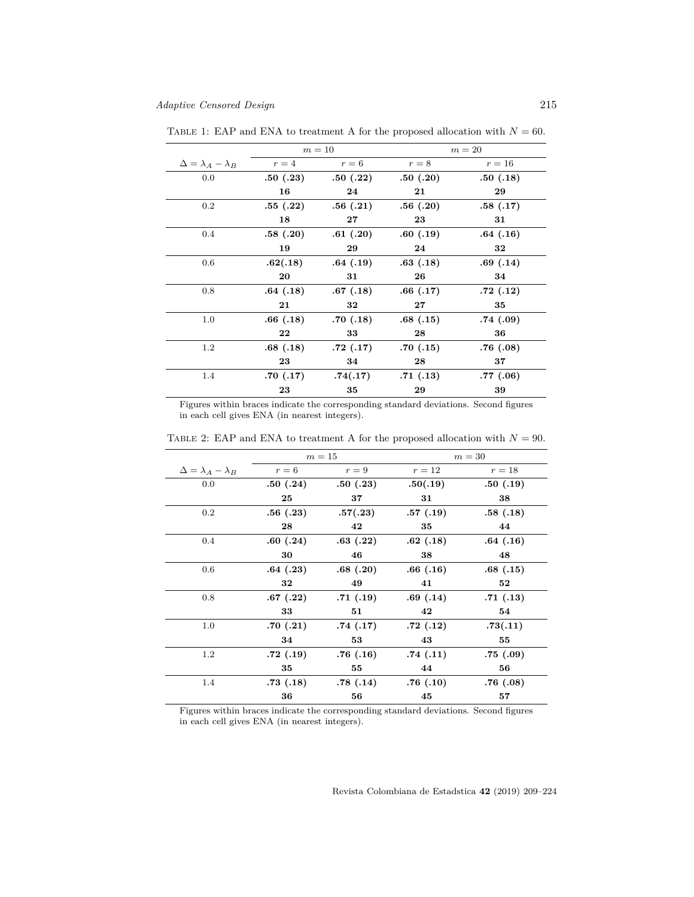Table 1: EAP and ENA to treatment A for the proposed allocation with $N = 60$.

| | $m = 10$ | | $m = 20$ | |
|---|---|---|---|---|
| $\Delta = \lambda_A - \lambda_B$ | $r = 4$ | $r = 6$ | $r = 8$ | $r = 16$ |
| 0.0 | **.50 (.23)** | **.50 (.22)** | **.50 (.20)** | **.50 (.18)** |
| | **16** | **24** | **21** | **29** |
| 0.2 | **.55 (.22)** | **.56 (.21)** | **.56 (.20)** | **.58 (.17)** |
| | **18** | **27** | **23** | **31** |
| 0.4 | **.58 (.20)** | **.61 (.20)** | **.60 (.19)** | **.64 (.16)** |
| | **19** | **29** | **24** | **32** |
| 0.6 | **.62(.18)** | **.64 (.19)** | **.63 (.18)** | **.69 (.14)** |
| | **20** | **31** | **26** | **34** |
| 0.8 | **.64 (.18)** | **.67 (.18)** | **.66 (.17)** | **.72 (.12)** |
| | **21** | **32** | **27** | **35** |
| 1.0 | **.66 (.18)** | **.70 (.18)** | **.68 (.15)** | **.74 (.09)** |
| | **22** | **33** | **28** | **36** |
| 1.2 | **.68 (.18)** | **.72 (.17)** | **.70 (.15)** | **.76 (.08)** |
| | **23** | **34** | **28** | **37** |
| 1.4 | **.70 (.17)** | **.74(.17)** | **.71 (.13)** | **.77 (.06)** |
| | **23** | **35** | **29** | **39** |

Figures within braces indicate the corresponding standard deviations. Second figures in each cell gives ENA (in nearest integers).

Table 2: EAP and ENA to treatment A for the proposed allocation with $N = 90$.

| | $m = 15$ | | $m = 30$ | |
|---|---|---|---|---|
| $\Delta = \lambda_A - \lambda_B$ | $r = 6$ | $r = 9$ | $r = 12$ | $r = 18$ |
| 0.0 | **.50 (.24)** | **.50 (.23)** | **.50(.19)** | **.50 (.19)** |
| | **25** | **37** | **31** | **38** |
| 0.2 | **.56 (.23)** | **.57(.23)** | **.57 (.19)** | **.58 (.18)** |
| | **28** | **42** | **35** | **44** |
| 0.4 | **.60 (.24)** | **.63 (.22)** | **.62 (.18)** | **.64 (.16)** |
| | **30** | **46** | **38** | **48** |
| 0.6 | **.64 (.23)** | **.68 (.20)** | **.66 (.16)** | **.68 (.15)** |
| | **32** | **49** | **41** | **52** |
| 0.8 | **.67 (.22)** | **.71 (.19)** | **.69 (.14)** | **.71 (.13)** |
| | **33** | **51** | **42** | **54** |
| 1.0 | **.70 (.21)** | **.74 (.17)** | **.72 (.12)** | **.73(.11)** |
| | **34** | **53** | **43** | **55** |
| 1.2 | **.72 (.19)** | **.76 (.16)** | **.74 (.11)** | **.75 (.09)** |
| | **35** | **55** | **44** | **56** |
| 1.4 | **.73 (.18)** | **.78 (.14)** | **.76 (.10)** | **.76 (.08)** |
| | **36** | **56** | **45** | **57** |

Figures within braces indicate the corresponding standard deviations. Second figures in each cell gives ENA (in nearest integers).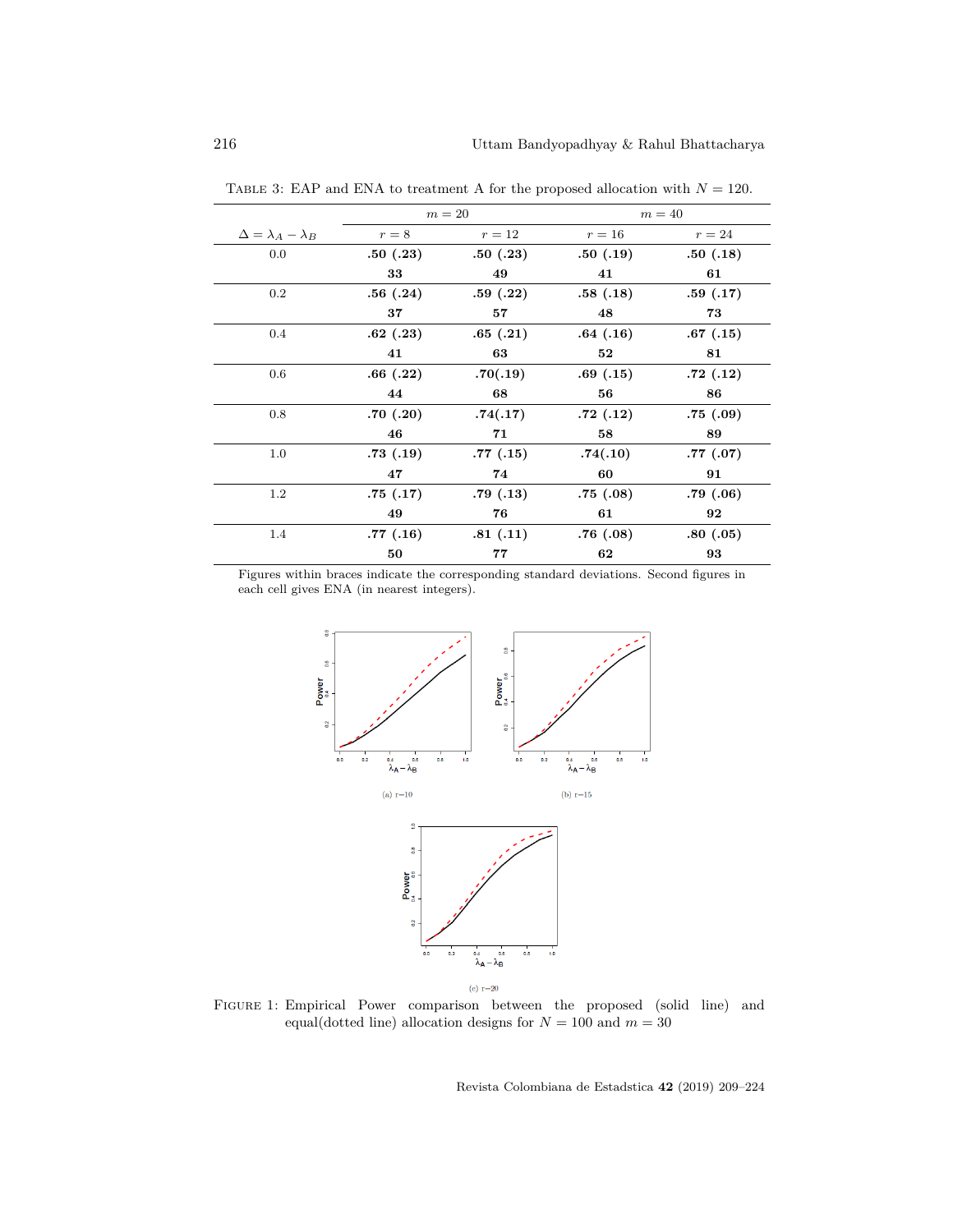Table 3: EAP and ENA to treatment A for the proposed allocation with $N = 120$.

| $\Delta = \lambda_A - \lambda_B$ | $m = 20$ | | $m = 40$ | |
|---|---|---|---|---|
| | $r = 8$ | $r = 12$ | $r = 16$ | $r = 24$ |
| 0.0 | **.50 (.23)** | **.50 (.23)** | **.50 (.19)** | **.50 (.18)** |
| | **33** | **49** | **41** | **61** |
| 0.2 | **.56 (.24)** | **.59 (.22)** | **.58 (.18)** | **.59 (.17)** |
| | **37** | **57** | **48** | **73** |
| 0.4 | **.62 (.23)** | **.65 (.21)** | **.64 (.16)** | **.67 (.15)** |
| | **41** | **63** | **52** | **81** |
| 0.6 | **.66 (.22)** | **.70(.19)** | **.69 (.15)** | **.72 (.12)** |
| | **44** | **68** | **56** | **86** |
| 0.8 | **.70 (.20)** | **.74(.17)** | **.72 (.12)** | **.75 (.09)** |
| | **46** | **71** | **58** | **89** |
| 1.0 | **.73 (.19)** | **.77 (.15)** | **.74(.10)** | **.77 (.07)** |
| | **47** | **74** | **60** | **91** |
| 1.2 | **.75 (.17)** | **.79 (.13)** | **.75 (.08)** | **.79 (.06)** |
| | **49** | **76** | **61** | **92** |
| 1.4 | **.77 (.16)** | **.81 (.11)** | **.76 (.08)** | **.80 (.05)** |
| | **50** | **77** | **62** | **93** |

Figures within braces indicate the corresponding standard deviations. Second figures in each cell gives ENA (in nearest integers).

(a) r=10

(b) r=15

(c) r=20

Figure 1: Empirical Power comparison between the proposed (solid line) and equal(dotted line) allocation designs for $N = 100$ and $m = 30$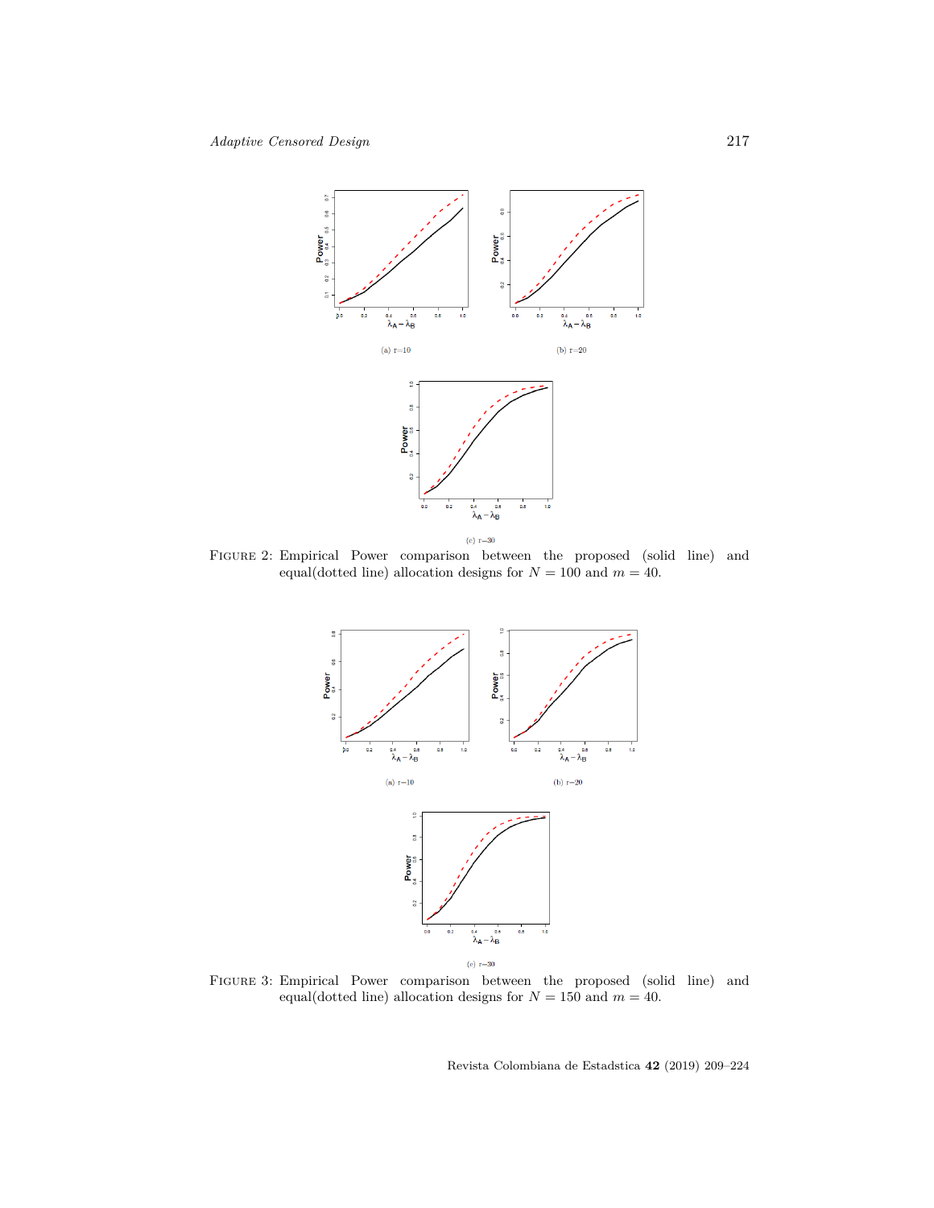(a) r=10

(b) r=20

(c) r=30

Figure 2: Empirical Power comparison between the proposed (solid line) and equal(dotted line) allocation designs for $N = 100$ and $m = 40$.

(a) r=10

(b) r=20

(c) r=30

Figure 3: Empirical Power comparison between the proposed (solid line) and equal(dotted line) allocation designs for $N = 150$ and $m = 40$.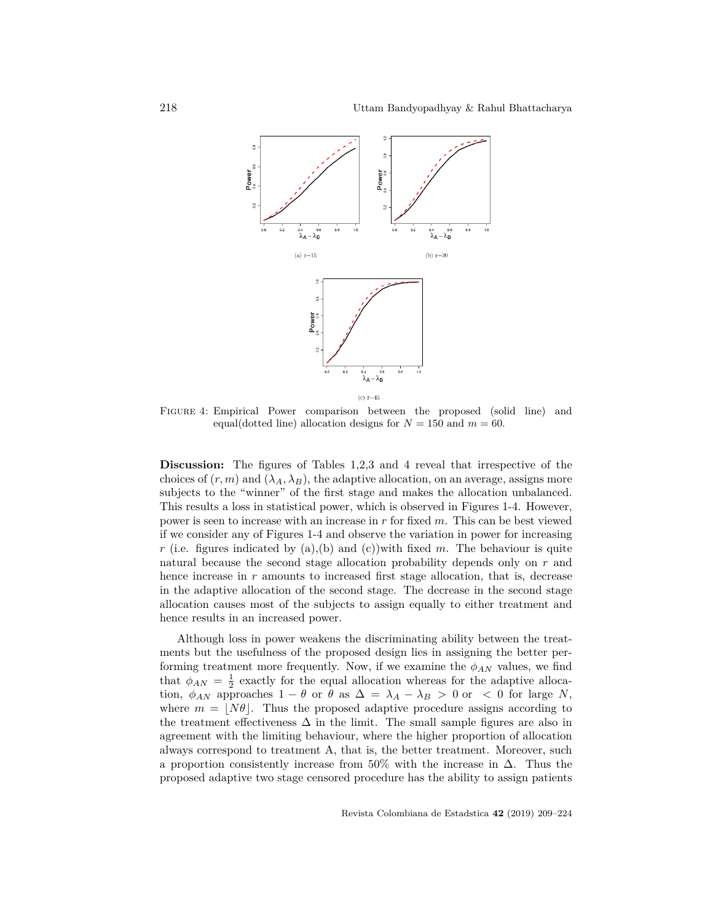(a) r=15

(b) r=30

(c) r=45

Figure 4: Empirical Power comparison between the proposed (solid line) and equal(dotted line) allocation designs for $N = 150$ and $m = 60$.

**Discussion:** The figures of Tables 1,2,3 and 4 reveal that irrespective of the choices of $(r, m)$ and $(\lambda_A, \lambda_B)$, the adaptive allocation, on an average, assigns more subjects to the "winner" of the first stage and makes the allocation unbalanced. This results a loss in statistical power, which is observed in Figures 1-4. However, power is seen to increase with an increase in $r$ for fixed $m$. This can be best viewed if we consider any of Figures 1-4 and observe the variation in power for increasing $r$ (i.e. figures indicated by (a),(b) and (c))with fixed $m$. The behaviour is quite natural because the second stage allocation probability depends only on $r$ and hence increase in $r$ amounts to increased first stage allocation, that is, decrease in the adaptive allocation of the second stage. The decrease in the second stage allocation causes most of the subjects to assign equally to either treatment and hence results in an increased power.

Although loss in power weakens the discriminating ability between the treatments but the usefulness of the proposed design lies in assigning the better performing treatment more frequently. Now, if we examine the $\phi_{AN}$ values, we find that $\phi_{AN} = \frac{1}{2}$ exactly for the equal allocation whereas for the adaptive allocation, $\phi_{AN}$ approaches $1 - \theta$ or $\theta$ as $\Delta = \lambda_A - \lambda_B > 0$ or $< 0$ for large $N$, where $m = \lfloor N\theta \rfloor$. Thus the proposed adaptive procedure assigns according to the treatment effectiveness $\Delta$ in the limit. The small sample figures are also in agreement with the limiting behaviour, where the higher proportion of allocation always correspond to treatment A, that is, the better treatment. Moreover, such a proportion consistently increase from 50% with the increase in $\Delta$. Thus the proposed adaptive two stage censored procedure has the ability to assign patients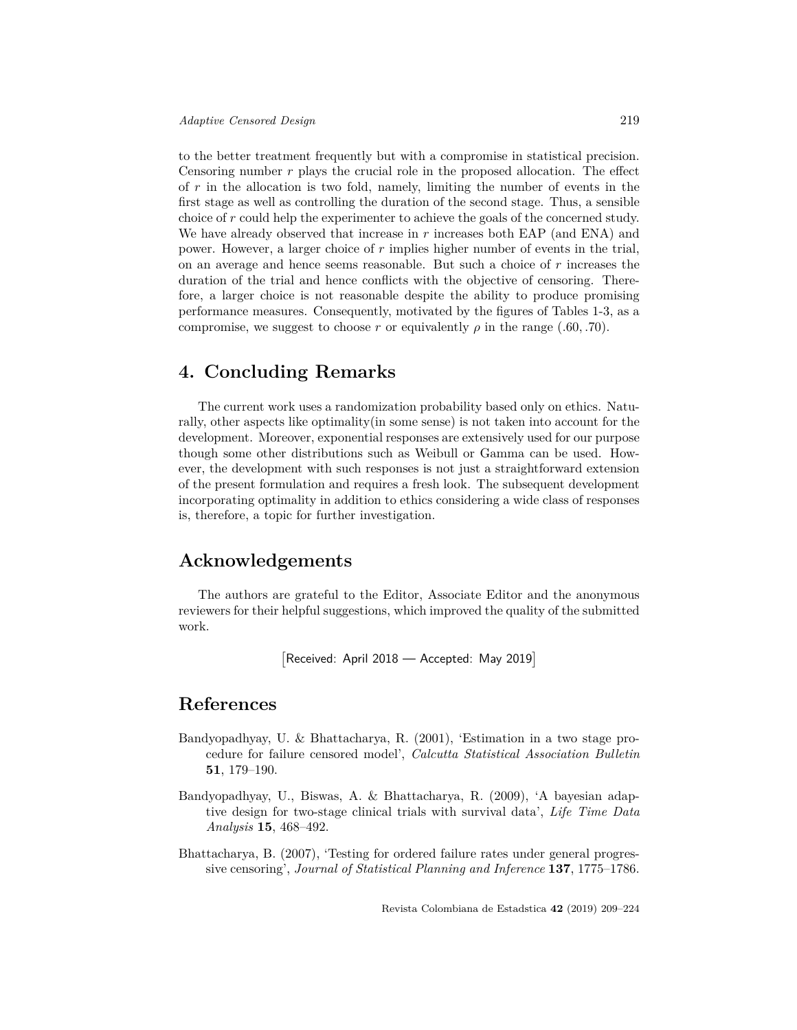to the better treatment frequently but with a compromise in statistical precision. Censoring number $r$ plays the crucial role in the proposed allocation. The effect of $r$ in the allocation is two fold, namely, limiting the number of events in the first stage as well as controlling the duration of the second stage. Thus, a sensible choice of $r$ could help the experimenter to achieve the goals of the concerned study. We have already observed that increase in $r$ increases both EAP (and ENA) and power. However, a larger choice of $r$ implies higher number of events in the trial, on an average and hence seems reasonable. But such a choice of $r$ increases the duration of the trial and hence conflicts with the objective of censoring. Therefore, a larger choice is not reasonable despite the ability to produce promising performance measures. Consequently, motivated by the figures of Tables 1-3, as a compromise, we suggest to choose $r$ or equivalently $\rho$ in the range $(.60, .70)$.

## 4. Concluding Remarks

The current work uses a randomization probability based only on ethics. Naturally, other aspects like optimality(in some sense) is not taken into account for the development. Moreover, exponential responses are extensively used for our purpose though some other distributions such as Weibull or Gamma can be used. However, the development with such responses is not just a straightforward extension of the present formulation and requires a fresh look. The subsequent development incorporating optimality in addition to ethics considering a wide class of responses is, therefore, a topic for further investigation.

## Acknowledgements

The authors are grateful to the Editor, Associate Editor and the anonymous reviewers for their helpful suggestions, which improved the quality of the submitted work.

[Received: April 2018 — Accepted: May 2019]

## References

Bandyopadhyay, U. & Bhattacharya, R. (2001), 'Estimation in a two stage procedure for failure censored model', *Calcutta Statistical Association Bulletin* **51**, 179–190.

Bandyopadhyay, U., Biswas, A. & Bhattacharya, R. (2009), 'A bayesian adaptive design for two-stage clinical trials with survival data', *Life Time Data Analysis* **15**, 468–492.

Bhattacharya, B. (2007), 'Testing for ordered failure rates under general progressive censoring', *Journal of Statistical Planning and Inference* **137**, 1775–1786.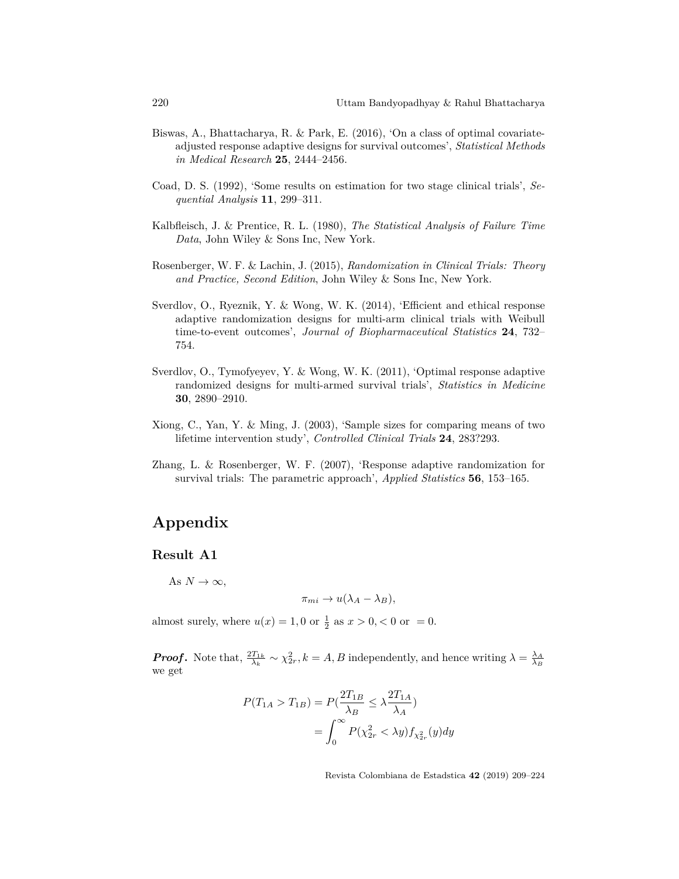Biswas, A., Bhattacharya, R. & Park, E. (2016), 'On a class of optimal covariate-adjusted response adaptive designs for survival outcomes', *Statistical Methods in Medical Research* **25**, 2444–2456.

Coad, D. S. (1992), 'Some results on estimation for two stage clinical trials', *Sequential Analysis* **11**, 299–311.

Kalbfleisch, J. & Prentice, R. L. (1980), *The Statistical Analysis of Failure Time Data*, John Wiley & Sons Inc, New York.

Rosenberger, W. F. & Lachin, J. (2015), *Randomization in Clinical Trials: Theory and Practice, Second Edition*, John Wiley & Sons Inc, New York.

Sverdlov, O., Ryeznik, Y. & Wong, W. K. (2014), 'Efficient and ethical response adaptive randomization designs for multi-arm clinical trials with Weibull time-to-event outcomes', *Journal of Biopharmaceutical Statistics* **24**, 732–754.

Sverdlov, O., Tymofyeyev, Y. & Wong, W. K. (2011), 'Optimal response adaptive randomized designs for multi-armed survival trials', *Statistics in Medicine* **30**, 2890–2910.

Xiong, C., Yan, Y. & Ming, J. (2003), 'Sample sizes for comparing means of two lifetime intervention study', *Controlled Clinical Trials* **24**, 283?293.

Zhang, L. & Rosenberger, W. F. (2007), 'Response adaptive randomization for survival trials: The parametric approach', *Applied Statistics* **56**, 153–165.

# Appendix

## Result A1

As $N \to \infty$,

$$\pi_{mi} \to u(\lambda_A - \lambda_B),$$

almost surely, where $u(x) = 1, 0$ or $\frac{1}{2}$ as $x > 0, < 0$ or $= 0$.

***Proof.*** Note that, $\frac{2T_{1k}}{\lambda_k} \sim \chi^2_{2r}, k = A, B$ independently, and hence writing $\lambda = \frac{\lambda_A}{\lambda_B}$ we get

$$\begin{aligned} P(T_{1A} > T_{1B}) &= P\left(\frac{2T_{1B}}{\lambda_B} \leq \lambda \frac{2T_{1A}}{\lambda_A}\right) \\ &= \int_0^\infty P(\chi^2_{2r} < \lambda y) f_{\chi^2_{2r}}(y) dy \end{aligned}$$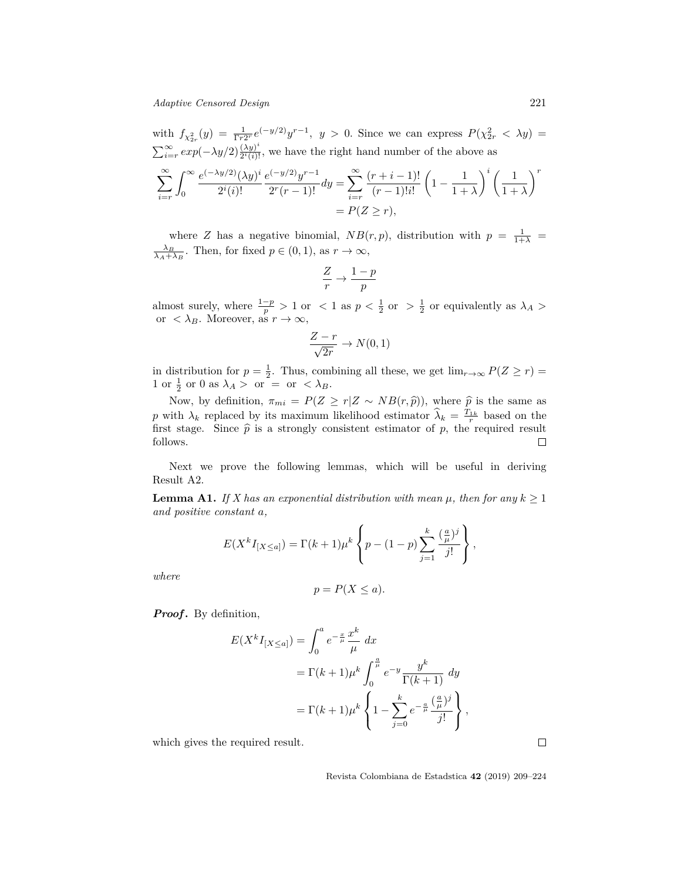with $f_{\chi^2_{2r}}(y) = \frac{1}{\Gamma r 2^r} e^{(-y/2)} y^{r-1},\ y > 0$. Since we can express $P(\chi^2_{2r} < \lambda y) = \sum_{i=r}^{\infty} exp(-\lambda y/2) \frac{(\lambda y)^i}{2^i (i)!}$, we have the right hand number of the above as

$$
\sum_{i=r}^{\infty} \int_0^{\infty} \frac{e^{(-\lambda y/2)} (\lambda y)^i}{2^i (i)!} \frac{e^{(-y/2)} y^{r-1}}{2^r (r-1)!} dy = \sum_{i=r}^{\infty} \frac{(r+i-1)!}{(r-1)! i!} \left(1 - \frac{1}{1+\lambda}\right)^i \left(\frac{1}{1+\lambda}\right)^r
$$

$$
= P(Z \geq r),
$$

where $Z$ has a negative binomial, $NB(r, p)$, distribution with $p = \frac{1}{1+\lambda} = \frac{\lambda_B}{\lambda_A + \lambda_B}$. Then, for fixed $p \in (0,1)$, as $r \to \infty$,

$$
\frac{Z}{r} \to \frac{1-p}{p}
$$

almost surely, where $\frac{1-p}{p} > 1$ or $< 1$ as $p < \frac{1}{2}$ or $> \frac{1}{2}$ or equivalently as $\lambda_A >$ or $< \lambda_B$. Moreover, as $r \to \infty$,

$$
\frac{Z - r}{\sqrt{2r}} \to N(0,1)
$$

in distribution for $p = \frac{1}{2}$. Thus, combining all these, we get $\lim_{r\to\infty} P(Z \geq r) = 1$ or $\frac{1}{2}$ or 0 as $\lambda_A >$ or $=$ or $< \lambda_B$.

Now, by definition, $\pi_{mi} = P(Z \geq r | Z \sim NB(r, \widehat{p}))$, where $\widehat{p}$ is the same as $p$ with $\lambda_k$ replaced by its maximum likelihood estimator $\widehat{\lambda}_k = \frac{T_{1k}}{r}$ based on the first stage. Since $\widehat{p}$ is a strongly consistent estimator of $p$, the required result follows. □

Next we prove the following lemmas, which will be useful in deriving Result A2.

**Lemma A1.** *If X has an exponential distribution with mean $\mu$, then for any $k \geq 1$ and positive constant $a$,*

$$
E(X^k I_{[X \leq a]}) = \Gamma(k+1) \mu^k \left\{ p - (1-p) \sum_{j=1}^{k} \frac{(\frac{a}{\mu})^j}{j!} \right\},
$$

*where*

$$
p = P(X \leq a).
$$

***Proof.*** By definition,

$$
\begin{aligned}
E(X^k I_{[X \leq a]}) &= \int_0^a e^{-\frac{x}{\mu}} \frac{x^k}{\mu} \, dx \\
&= \Gamma(k+1) \mu^k \int_0^{\frac{a}{\mu}} e^{-y} \frac{y^k}{\Gamma(k+1)} \, dy \\
&= \Gamma(k+1) \mu^k \left\{ 1 - \sum_{j=0}^{k} e^{-\frac{a}{\mu}} \frac{(\frac{a}{\mu})^j}{j!} \right\},
\end{aligned}
$$

which gives the required result. □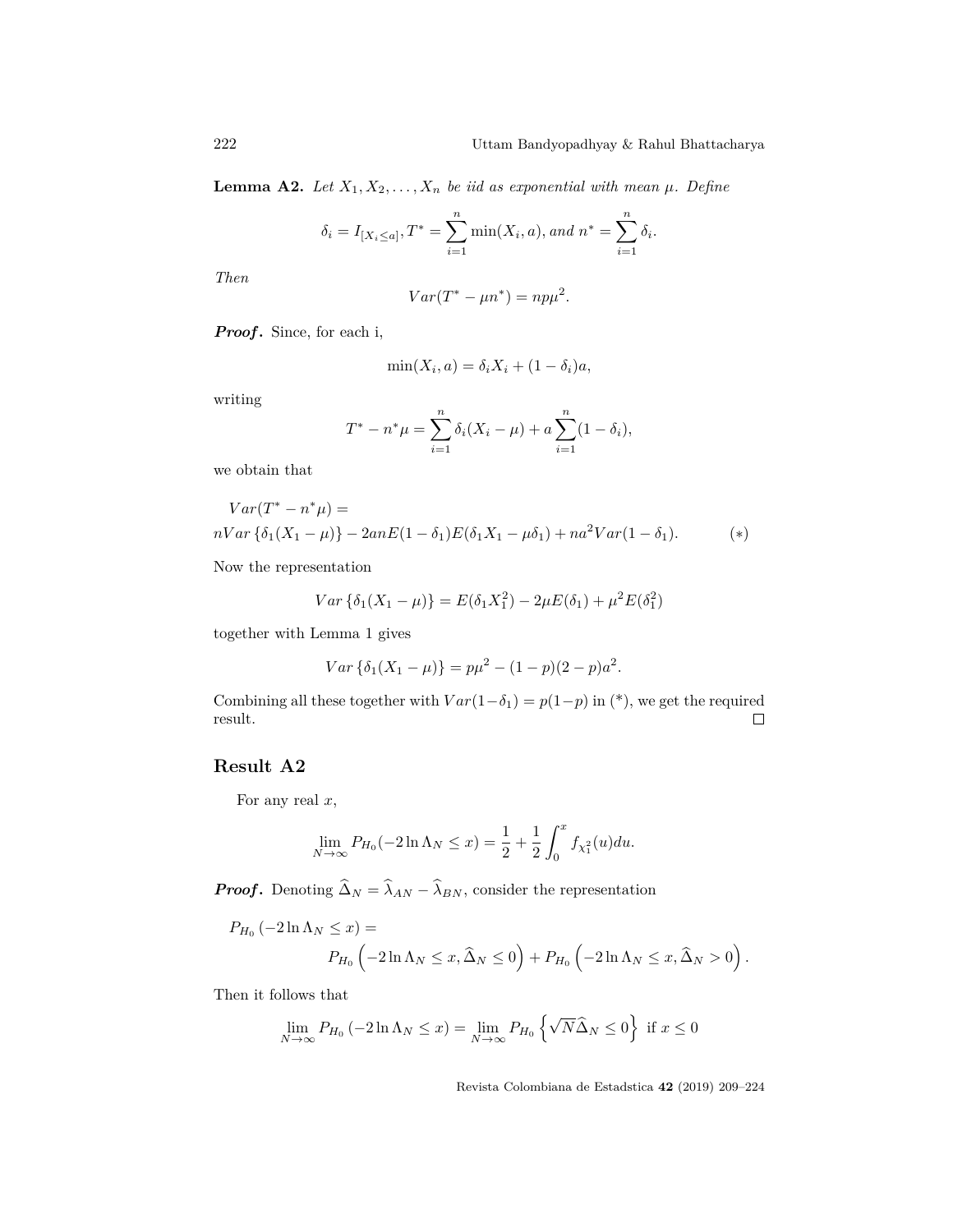**Lemma A2.** *Let $X_1, X_2, \ldots, X_n$ be iid as exponential with mean $\mu$. Define*

$$\delta_i = I_{[X_i \leq a]}, T^* = \sum_{i=1}^{n} \min(X_i, a), \text{ and } n^* = \sum_{i=1}^{n} \delta_i.$$

*Then*

$$Var(T^* - \mu n^*) = np\mu^2.$$

***Proof.*** Since, for each i,

$$\min(X_i, a) = \delta_i X_i + (1 - \delta_i)a,$$

writing

$$T^* - n^*\mu = \sum_{i=1}^{n} \delta_i (X_i - \mu) + a \sum_{i=1}^{n} (1 - \delta_i),$$

we obtain that

$$Var(T^* - n^*\mu) =$$
$$nVar\left\{\delta_1(X_1 - \mu)\right\} - 2anE(1 - \delta_1)E(\delta_1 X_1 - \mu\delta_1) + na^2 Var(1 - \delta_1). \qquad (*)$$

Now the representation

$$Var\left\{\delta_1(X_1 - \mu)\right\} = E(\delta_1 X_1^2) - 2\mu E(\delta_1) + \mu^2 E(\delta_1^2)$$

together with Lemma 1 gives

$$Var\left\{\delta_1(X_1 - \mu)\right\} = p\mu^2 - (1 - p)(2 - p)a^2.$$

Combining all these together with $Var(1 - \delta_1) = p(1 - p)$ in (*), we get the required result. □

## Result A2

For any real $x$,

$$\lim_{N \to \infty} P_{H_0}(-2 \ln \Lambda_N \leq x) = \frac{1}{2} + \frac{1}{2} \int_0^x f_{\chi_1^2}(u) du.$$

***Proof.*** Denoting $\widehat{\Delta}_N = \widehat{\lambda}_{AN} - \widehat{\lambda}_{BN}$, consider the representation

$$P_{H_0}\left(-2 \ln \Lambda_N \leq x\right) =$$
$$P_{H_0}\left(-2 \ln \Lambda_N \leq x, \widehat{\Delta}_N \leq 0\right) + P_{H_0}\left(-2 \ln \Lambda_N \leq x, \widehat{\Delta}_N > 0\right).$$

Then it follows that

$$\lim_{N \to \infty} P_{H_0}\left(-2 \ln \Lambda_N \leq x\right) = \lim_{N \to \infty} P_{H_0}\left\{\sqrt{N}\widehat{\Delta}_N \leq 0\right\} \text{ if } x \leq 0$$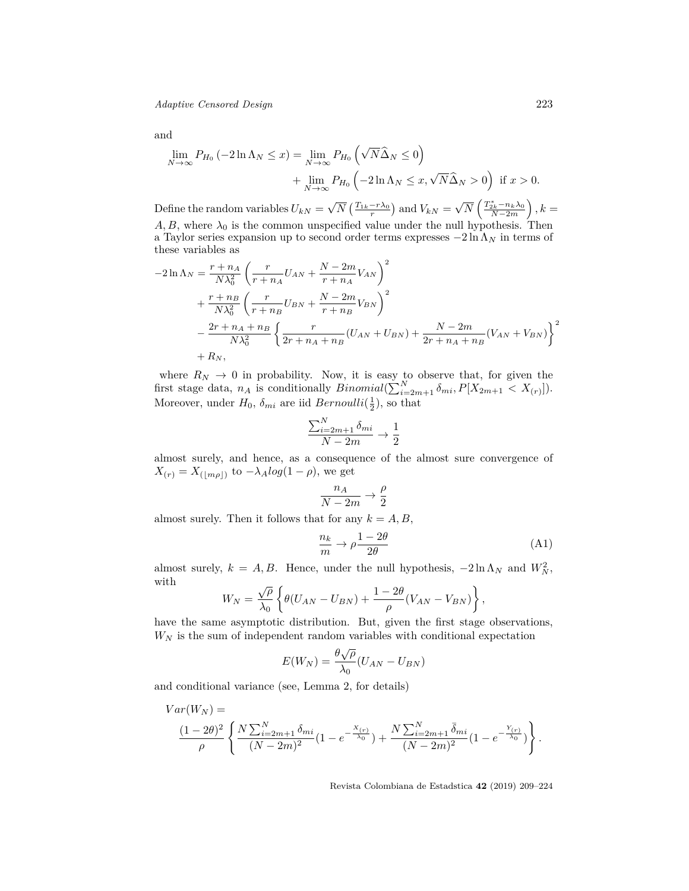and

$$\lim_{N\to\infty} P_{H_0}\left(-2\ln\Lambda_N \le x\right) = \lim_{N\to\infty} P_{H_0}\left(\sqrt{N}\widehat{\Delta}_N \le 0\right) + \lim_{N\to\infty} P_{H_0}\left(-2\ln\Lambda_N \le x, \sqrt{N}\widehat{\Delta}_N > 0\right) \text{ if } x > 0.$$

Define the random variables $U_{kN} = \sqrt{N}\left(\frac{T_{1k}-r\lambda_0}{r}\right)$ and $V_{kN} = \sqrt{N}\left(\frac{T^*_{2k}-n_k\lambda_0}{N-2m}\right), k = A, B$, where $\lambda_0$ is the common unspecified value under the null hypothesis. Then a Taylor series expansion up to second order terms expresses $-2\ln\Lambda_N$ in terms of these variables as

$$\begin{aligned}
-2\ln\Lambda_N =& \frac{r+n_A}{N\lambda_0^2}\left(\frac{r}{r+n_A}U_{AN} + \frac{N-2m}{r+n_A}V_{AN}\right)^2 \\
&+ \frac{r+n_B}{N\lambda_0^2}\left(\frac{r}{r+n_B}U_{BN} + \frac{N-2m}{r+n_B}V_{BN}\right)^2 \\
&- \frac{2r+n_A+n_B}{N\lambda_0^2}\left\{\frac{r}{2r+n_A+n_B}(U_{AN}+U_{BN}) + \frac{N-2m}{2r+n_A+n_B}(V_{AN}+V_{BN})\right\}^2 \\
&+ R_N,
\end{aligned}$$

where $R_N \to 0$ in probability. Now, it is easy to observe that, for given the first stage data, $n_A$ is conditionally $Binomial(\sum_{i=2m+1}^{N}\delta_{mi}, P[X_{2m+1} < X_{(r)}])$. Moreover, under $H_0$, $\delta_{mi}$ are iid $Bernoulli(\frac{1}{2})$, so that

$$\frac{\sum_{i=2m+1}^{N}\delta_{mi}}{N-2m} \to \frac{1}{2}$$

almost surely, and hence, as a consequence of the almost sure convergence of $X_{(r)} = X_{(\lfloor m\rho\rfloor)}$ to $-\lambda_A log(1-\rho)$, we get

$$\frac{n_A}{N-2m} \to \frac{\rho}{2}$$

almost surely. Then it follows that for any $k = A, B$,

$$\frac{n_k}{m} \to \rho\frac{1-2\theta}{2\theta} \tag{A1}$$

almost surely, $k = A, B$. Hence, under the null hypothesis, $-2\ln\Lambda_N$ and $W_N^2$, with

$$W_N = \frac{\sqrt{\rho}}{\lambda_0}\left\{\theta(U_{AN} - U_{BN}) + \frac{1-2\theta}{\rho}(V_{AN} - V_{BN})\right\},$$

have the same asymptotic distribution. But, given the first stage observations, $W_N$ is the sum of independent random variables with conditional expectation

$$E(W_N) = \frac{\theta\sqrt{\rho}}{\lambda_0}(U_{AN} - U_{BN})$$

and conditional variance (see, Lemma 2, for details)

$$Var(W_N) = \frac{(1-2\theta)^2}{\rho}\left\{\frac{N\sum_{i=2m+1}^{N}\delta_{mi}}{(N-2m)^2}(1-e^{-\frac{X_{(r)}}{\lambda_0}}) + \frac{N\sum_{i=2m+1}^{N}\bar{\delta}_{mi}}{(N-2m)^2}(1-e^{-\frac{Y_{(r)}}{\lambda_0}})\right\}.$$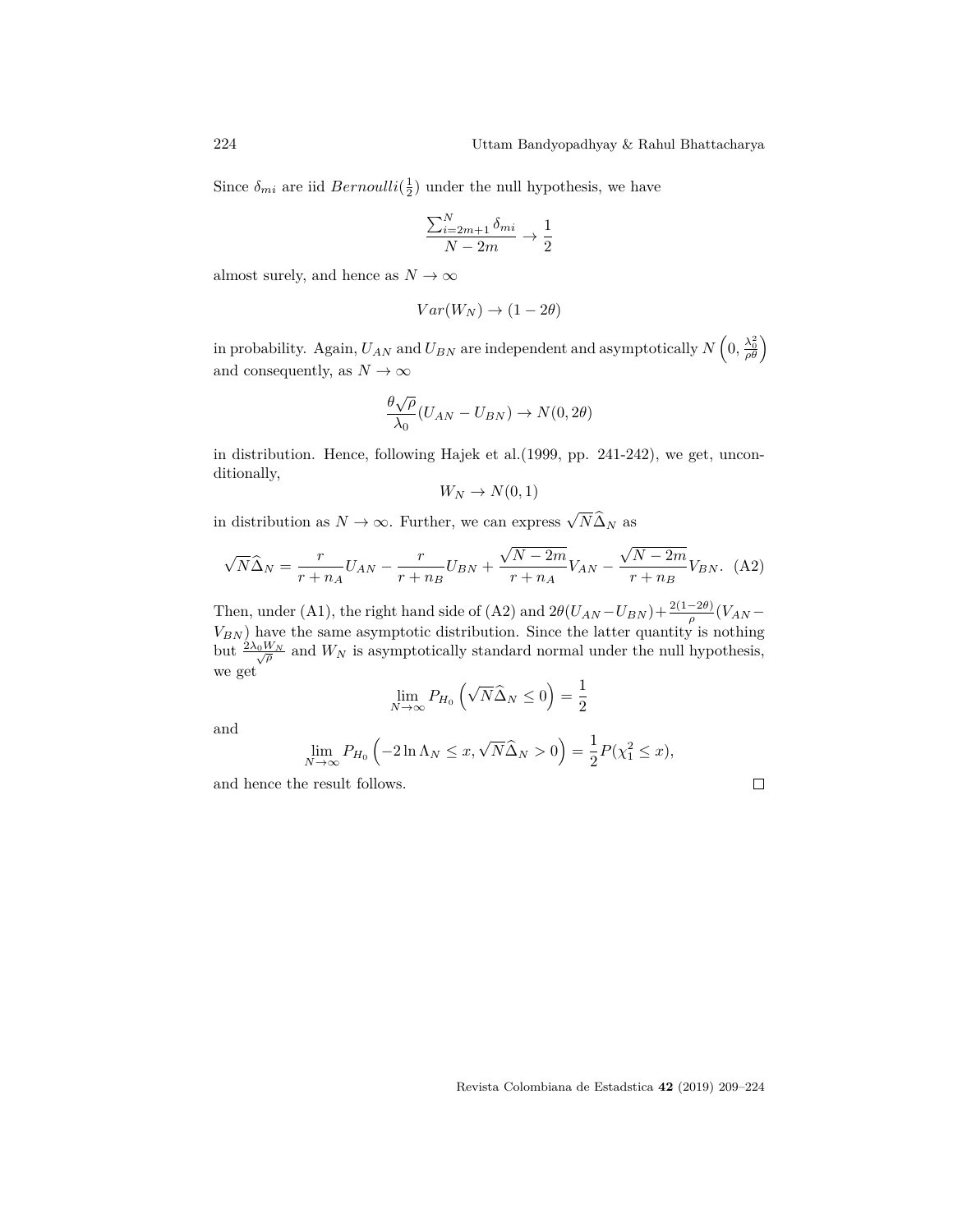Since $\delta_{mi}$ are iid $Bernoulli(\frac{1}{2})$ under the null hypothesis, we have

$$\frac{\sum_{i=2m+1}^{N}\delta_{mi}}{N-2m} \to \frac{1}{2}$$

almost surely, and hence as $N \to \infty$

$$Var(W_N) \to (1-2\theta)$$

in probability. Again, $U_{AN}$ and $U_{BN}$ are independent and asymptotically $N\left(0, \frac{\lambda_0^2}{\rho\theta}\right)$ and consequently, as $N \to \infty$

$$\frac{\theta\sqrt{\rho}}{\lambda_0}(U_{AN} - U_{BN}) \to N(0, 2\theta)$$

in distribution. Hence, following Hajek et al.(1999, pp. 241-242), we get, unconditionally,

$$W_N \to N(0,1)$$

in distribution as $N \to \infty$. Further, we can express $\sqrt{N}\widehat{\Delta}_N$ as

$$\sqrt{N}\widehat{\Delta}_N = \frac{r}{r+n_A}U_{AN} - \frac{r}{r+n_B}U_{BN} + \frac{\sqrt{N-2m}}{r+n_A}V_{AN} - \frac{\sqrt{N-2m}}{r+n_B}V_{BN}. \quad \text{(A2)}$$

Then, under (A1), the right hand side of (A2) and $2\theta(U_{AN}-U_{BN}) + \frac{2(1-2\theta)}{\rho}(V_{AN}-V_{BN})$ have the same asymptotic distribution. Since the latter quantity is nothing but $\frac{2\lambda_0 W_N}{\sqrt{\rho}}$ and $W_N$ is asymptotically standard normal under the null hypothesis, we get

$$\lim_{N\to\infty} P_{H_0}\left(\sqrt{N}\widehat{\Delta}_N \leq 0\right) = \frac{1}{2}$$

and

$$\lim_{N\to\infty} P_{H_0}\left(-2\ln\Lambda_N \leq x, \sqrt{N}\widehat{\Delta}_N > 0\right) = \frac{1}{2}P(\chi_1^2 \leq x),$$

and hence the result follows. □